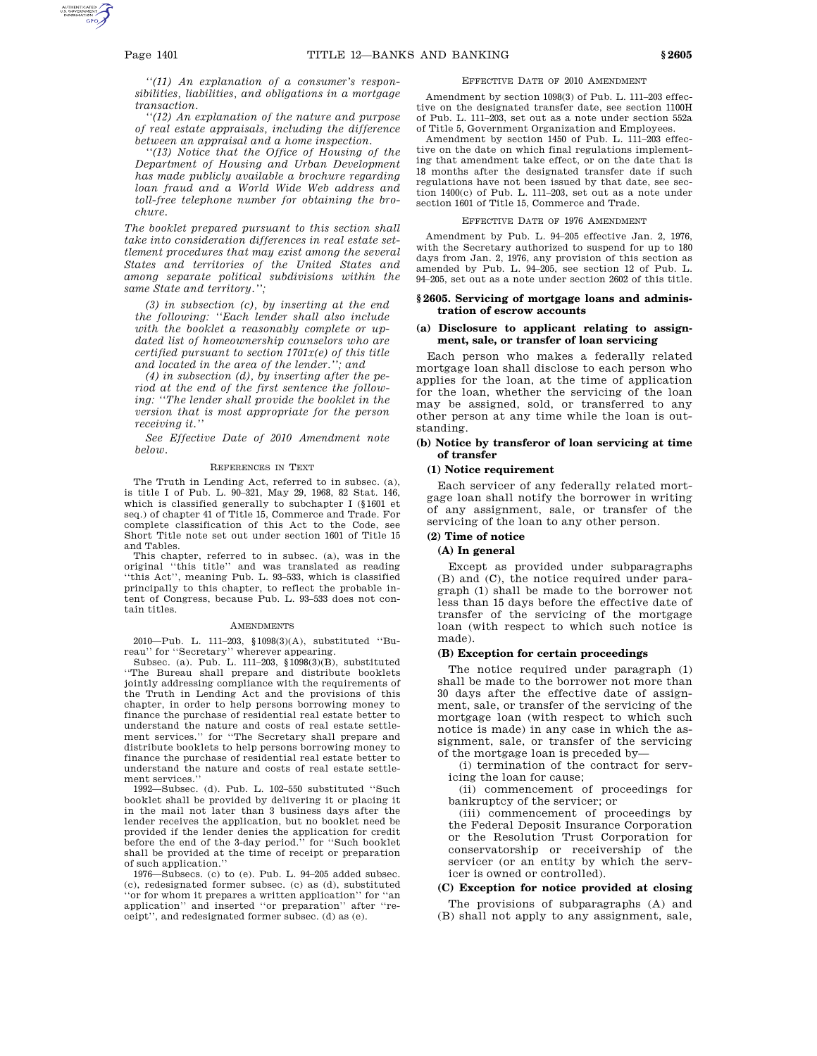*"(11) An explanation of a consumer's responsibilities, liabilities, and obligations in a mortgage transaction.*

*"(12) An explanation of the nature and purpose of real estate appraisals, including the difference between an appraisal and a home inspection.*

*"(13) Notice that the Office of Housing of the Department of Housing and Urban Development has made publicly available a brochure regarding loan fraud and a World Wide Web address and toll-free telephone number for obtaining the brochure.*

*The booklet prepared pursuant to this section shall take into consideration differences in real estate settlement procedures that may exist among the several States and territories of the United States and among separate political subdivisions within the same State and territory.";*

*(3) in subsection (c), by inserting at the end the following: "Each lender shall also include with the booklet a reasonably complete or updated list of homeownership counselors who are certified pursuant to section 1701x(e) of this title and located in the area of the lender."; and*

*(4) in subsection (d), by inserting after the period at the end of the first sentence the following: "The lender shall provide the booklet in the version that is most appropriate for the person receiving it."*

*See Effective Date of 2010 Amendment note below.*

REFERENCES IN TEXT

The Truth in Lending Act, referred to in subsec. (a), is title I of Pub. L. 90–321, May 29, 1968, 82 Stat. 146, which is classified generally to subchapter I (§1601 et seq.) of chapter 41 of Title 15, Commerce and Trade. For complete classification of this Act to the Code, see Short Title note set out under section 1601 of Title 15 and Tables.

This chapter, referred to in subsec. (a), was in the original "this title" and was translated as reading "this Act", meaning Pub. L. 93–533, which is classified principally to this chapter, to reflect the probable intent of Congress, because Pub. L. 93–533 does not contain titles.

AMENDMENTS

2010—Pub. L. 111–203, §1098(3)(A), substituted "Bureau" for "Secretary" wherever appearing.

Subsec. (a). Pub. L. 111–203, §1098(3)(B), substituted "The Bureau shall prepare and distribute booklets jointly addressing compliance with the requirements of the Truth in Lending Act and the provisions of this chapter, in order to help persons borrowing money to finance the purchase of residential real estate better to understand the nature and costs of real estate settlement services." for "The Secretary shall prepare and distribute booklets to help persons borrowing money to finance the purchase of residential real estate better to understand the nature and costs of real estate settlement services."

1992—Subsec. (d). Pub. L. 102–550 substituted "Such booklet shall be provided by delivering it or placing it in the mail not later than 3 business days after the lender receives the application, but no booklet need be provided if the lender denies the application for credit before the end of the 3-day period." for "Such booklet shall be provided at the time of receipt or preparation of such application."

1976—Subsecs. (c) to (e). Pub. L. 94–205 added subsec. (c), redesignated former subsec. (c) as (d), substituted "or for whom it prepares a written application" for "an application" and inserted "or preparation" after "receipt", and redesignated former subsec. (d) as (e).

EFFECTIVE DATE OF 2010 AMENDMENT

Amendment by section 1098(3) of Pub. L. 111–203 effective on the designated transfer date, see section 1100H of Pub. L. 111–203, set out as a note under section 552a of Title 5, Government Organization and Employees.

Amendment by section 1450 of Pub. L. 111–203 effective on the date on which final regulations implementing that amendment take effect, or on the date that is 18 months after the designated transfer date if such regulations have not been issued by that date, see section 1400(c) of Pub. L. 111–203, set out as a note under section 1601 of Title 15, Commerce and Trade.

EFFECTIVE DATE OF 1976 AMENDMENT

Amendment by Pub. L. 94–205 effective Jan. 2, 1976, with the Secretary authorized to suspend for up to 180 days from Jan. 2, 1976, any provision of this section as amended by Pub. L. 94–205, see section 12 of Pub. L. 94–205, set out as a note under section 2602 of this title.

## §2605. Servicing of mortgage loans and administration of escrow accounts

### (a) Disclosure to applicant relating to assignment, sale, or transfer of loan servicing

Each person who makes a federally related mortgage loan shall disclose to each person who applies for the loan, at the time of application for the loan, whether the servicing of the loan may be assigned, sold, or transferred to any other person at any time while the loan is outstanding.

### (b) Notice by transferor of loan servicing at time of transfer

#### (1) Notice requirement

Each servicer of any federally related mortgage loan shall notify the borrower in writing of any assignment, sale, or transfer of the servicing of the loan to any other person.

#### (2) Time of notice

##### (A) In general

Except as provided under subparagraphs (B) and (C), the notice required under paragraph (1) shall be made to the borrower not less than 15 days before the effective date of transfer of the servicing of the mortgage loan (with respect to which such notice is made).

##### (B) Exception for certain proceedings

The notice required under paragraph (1) shall be made to the borrower not more than 30 days after the effective date of assignment, sale, or transfer of the servicing of the mortgage loan (with respect to which such notice is made) in any case in which the assignment, sale, or transfer of the servicing of the mortgage loan is preceded by—

(i) termination of the contract for servicing the loan for cause;

(ii) commencement of proceedings for bankruptcy of the servicer; or

(iii) commencement of proceedings by the Federal Deposit Insurance Corporation or the Resolution Trust Corporation for conservatorship or receivership of the servicer (or an entity by which the servicer is owned or controlled).

##### (C) Exception for notice provided at closing

The provisions of subparagraphs (A) and (B) shall not apply to any assignment, sale,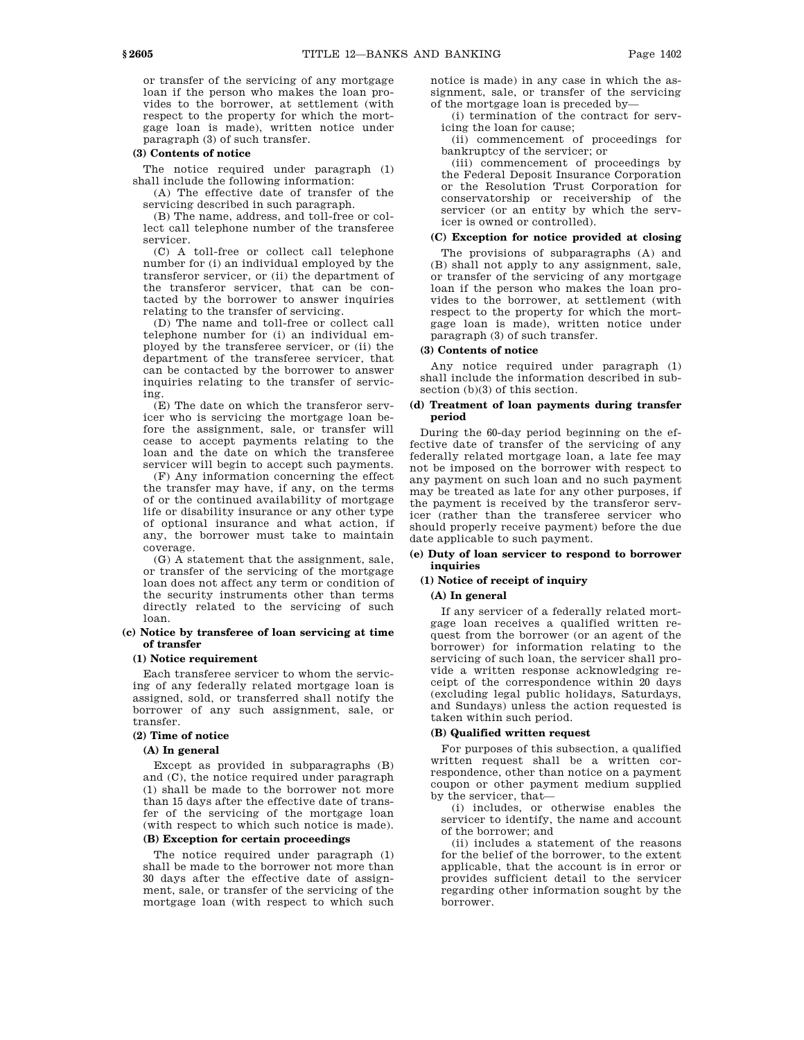or transfer of the servicing of any mortgage loan if the person who makes the loan provides to the borrower, at settlement (with respect to the property for which the mortgage loan is made), written notice under paragraph (3) of such transfer.

**(3) Contents of notice**

The notice required under paragraph (1) shall include the following information:

(A) The effective date of transfer of the servicing described in such paragraph.

(B) The name, address, and toll-free or collect call telephone number of the transferee servicer.

(C) A toll-free or collect call telephone number for (i) an individual employed by the transferor servicer, or (ii) the department of the transferor servicer, that can be contacted by the borrower to answer inquiries relating to the transfer of servicing.

(D) The name and toll-free or collect call telephone number for (i) an individual employed by the transferee servicer, or (ii) the department of the transferee servicer, that can be contacted by the borrower to answer inquiries relating to the transfer of servicing.

(E) The date on which the transferor servicer who is servicing the mortgage loan before the assignment, sale, or transfer will cease to accept payments relating to the loan and the date on which the transferee servicer will begin to accept such payments.

(F) Any information concerning the effect the transfer may have, if any, on the terms of or the continued availability of mortgage life or disability insurance or any other type of optional insurance and what action, if any, the borrower must take to maintain coverage.

(G) A statement that the assignment, sale, or transfer of the servicing of the mortgage loan does not affect any term or condition of the security instruments other than terms directly related to the servicing of such loan.

**(c) Notice by transferee of loan servicing at time of transfer**

**(1) Notice requirement**

Each transferee servicer to whom the servicing of any federally related mortgage loan is assigned, sold, or transferred shall notify the borrower of any such assignment, sale, or transfer.

**(2) Time of notice**

**(A) In general**

Except as provided in subparagraphs (B) and (C), the notice required under paragraph (1) shall be made to the borrower not more than 15 days after the effective date of transfer of the servicing of the mortgage loan (with respect to which such notice is made).

**(B) Exception for certain proceedings**

The notice required under paragraph (1) shall be made to the borrower not more than 30 days after the effective date of assignment, sale, or transfer of the servicing of the mortgage loan (with respect to which such notice is made) in any case in which the assignment, sale, or transfer of the servicing of the mortgage loan is preceded by—

(i) termination of the contract for servicing the loan for cause;

(ii) commencement of proceedings for bankruptcy of the servicer; or

(iii) commencement of proceedings by the Federal Deposit Insurance Corporation or the Resolution Trust Corporation for conservatorship or receivership of the servicer (or an entity by which the servicer is owned or controlled).

**(C) Exception for notice provided at closing**

The provisions of subparagraphs (A) and (B) shall not apply to any assignment, sale, or transfer of the servicing of any mortgage loan if the person who makes the loan provides to the borrower, at settlement (with respect to the property for which the mortgage loan is made), written notice under paragraph (3) of such transfer.

**(3) Contents of notice**

Any notice required under paragraph (1) shall include the information described in subsection (b)(3) of this section.

**(d) Treatment of loan payments during transfer period**

During the 60-day period beginning on the effective date of transfer of the servicing of any federally related mortgage loan, a late fee may not be imposed on the borrower with respect to any payment on such loan and no such payment may be treated as late for any other purposes, if the payment is received by the transferor servicer (rather than the transferee servicer who should properly receive payment) before the due date applicable to such payment.

**(e) Duty of loan servicer to respond to borrower inquiries**

**(1) Notice of receipt of inquiry**

**(A) In general**

If any servicer of a federally related mortgage loan receives a qualified written request from the borrower (or an agent of the borrower) for information relating to the servicing of such loan, the servicer shall provide a written response acknowledging receipt of the correspondence within 20 days (excluding legal public holidays, Saturdays, and Sundays) unless the action requested is taken within such period.

**(B) Qualified written request**

For purposes of this subsection, a qualified written request shall be a written correspondence, other than notice on a payment coupon or other payment medium supplied by the servicer, that—

(i) includes, or otherwise enables the servicer to identify, the name and account of the borrower; and

(ii) includes a statement of the reasons for the belief of the borrower, to the extent applicable, that the account is in error or provides sufficient detail to the servicer regarding other information sought by the borrower.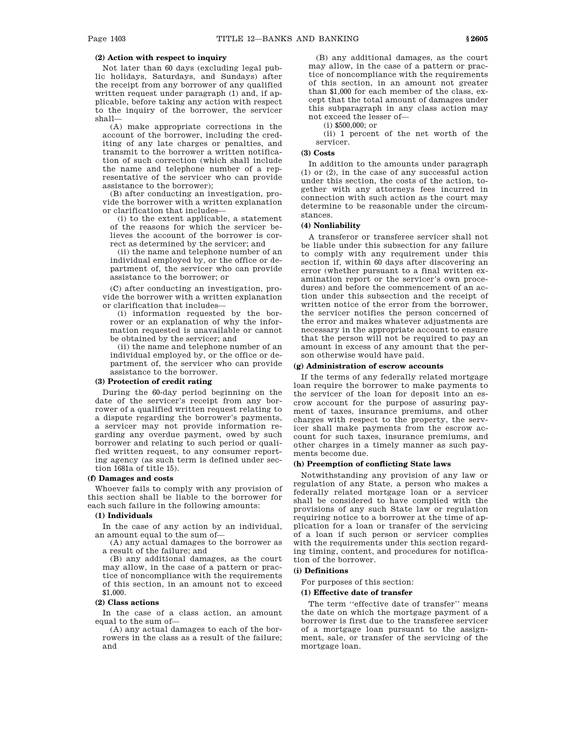**(2) Action with respect to inquiry**

Not later than 60 days (excluding legal public holidays, Saturdays, and Sundays) after the receipt from any borrower of any qualified written request under paragraph (1) and, if applicable, before taking any action with respect to the inquiry of the borrower, the servicer shall—

(A) make appropriate corrections in the account of the borrower, including the crediting of any late charges or penalties, and transmit to the borrower a written notification of such correction (which shall include the name and telephone number of a representative of the servicer who can provide assistance to the borrower);

(B) after conducting an investigation, provide the borrower with a written explanation or clarification that includes—

(i) to the extent applicable, a statement of the reasons for which the servicer believes the account of the borrower is correct as determined by the servicer; and

(ii) the name and telephone number of an individual employed by, or the office or department of, the servicer who can provide assistance to the borrower; or

(C) after conducting an investigation, provide the borrower with a written explanation or clarification that includes—

(i) information requested by the borrower or an explanation of why the information requested is unavailable or cannot be obtained by the servicer; and

(ii) the name and telephone number of an individual employed by, or the office or department of, the servicer who can provide assistance to the borrower.

**(3) Protection of credit rating**

During the 60-day period beginning on the date of the servicer's receipt from any borrower of a qualified written request relating to a dispute regarding the borrower's payments, a servicer may not provide information regarding any overdue payment, owed by such borrower and relating to such period or qualified written request, to any consumer reporting agency (as such term is defined under section 1681a of title 15).

**(f) Damages and costs**

Whoever fails to comply with any provision of this section shall be liable to the borrower for each such failure in the following amounts:

**(1) Individuals**

In the case of any action by an individual, an amount equal to the sum of—

(A) any actual damages to the borrower as a result of the failure; and

(B) any additional damages, as the court may allow, in the case of a pattern or practice of noncompliance with the requirements of this section, in an amount not to exceed $1,000.

**(2) Class actions**

In the case of a class action, an amount equal to the sum of—

(A) any actual damages to each of the borrowers in the class as a result of the failure; and

(B) any additional damages, as the court may allow, in the case of a pattern or practice of noncompliance with the requirements of this section, in an amount not greater than $1,000 for each member of the class, except that the total amount of damages under this subparagraph in any class action may not exceed the lesser of—

(i) $500,000; or

(ii) 1 percent of the net worth of the servicer.

**(3) Costs**

In addition to the amounts under paragraph (1) or (2), in the case of any successful action under this section, the costs of the action, together with any attorneys fees incurred in connection with such action as the court may determine to be reasonable under the circumstances.

**(4) Nonliability**

A transferor or transferee servicer shall not be liable under this subsection for any failure to comply with any requirement under this section if, within 60 days after discovering an error (whether pursuant to a final written examination report or the servicer's own procedures) and before the commencement of an action under this subsection and the receipt of written notice of the error from the borrower, the servicer notifies the person concerned of the error and makes whatever adjustments are necessary in the appropriate account to ensure that the person will not be required to pay an amount in excess of any amount that the person otherwise would have paid.

**(g) Administration of escrow accounts**

If the terms of any federally related mortgage loan require the borrower to make payments to the servicer of the loan for deposit into an escrow account for the purpose of assuring payment of taxes, insurance premiums, and other charges with respect to the property, the servicer shall make payments from the escrow account for such taxes, insurance premiums, and other charges in a timely manner as such payments become due.

**(h) Preemption of conflicting State laws**

Notwithstanding any provision of any law or regulation of any State, a person who makes a federally related mortgage loan or a servicer shall be considered to have complied with the provisions of any such State law or regulation requiring notice to a borrower at the time of application for a loan or transfer of the servicing of a loan if such person or servicer complies with the requirements under this section regarding timing, content, and procedures for notification of the borrower.

**(i) Definitions**

For purposes of this section:

**(1) Effective date of transfer**

The term "effective date of transfer" means the date on which the mortgage payment of a borrower is first due to the transferee servicer of a mortgage loan pursuant to the assignment, sale, or transfer of the servicing of the mortgage loan.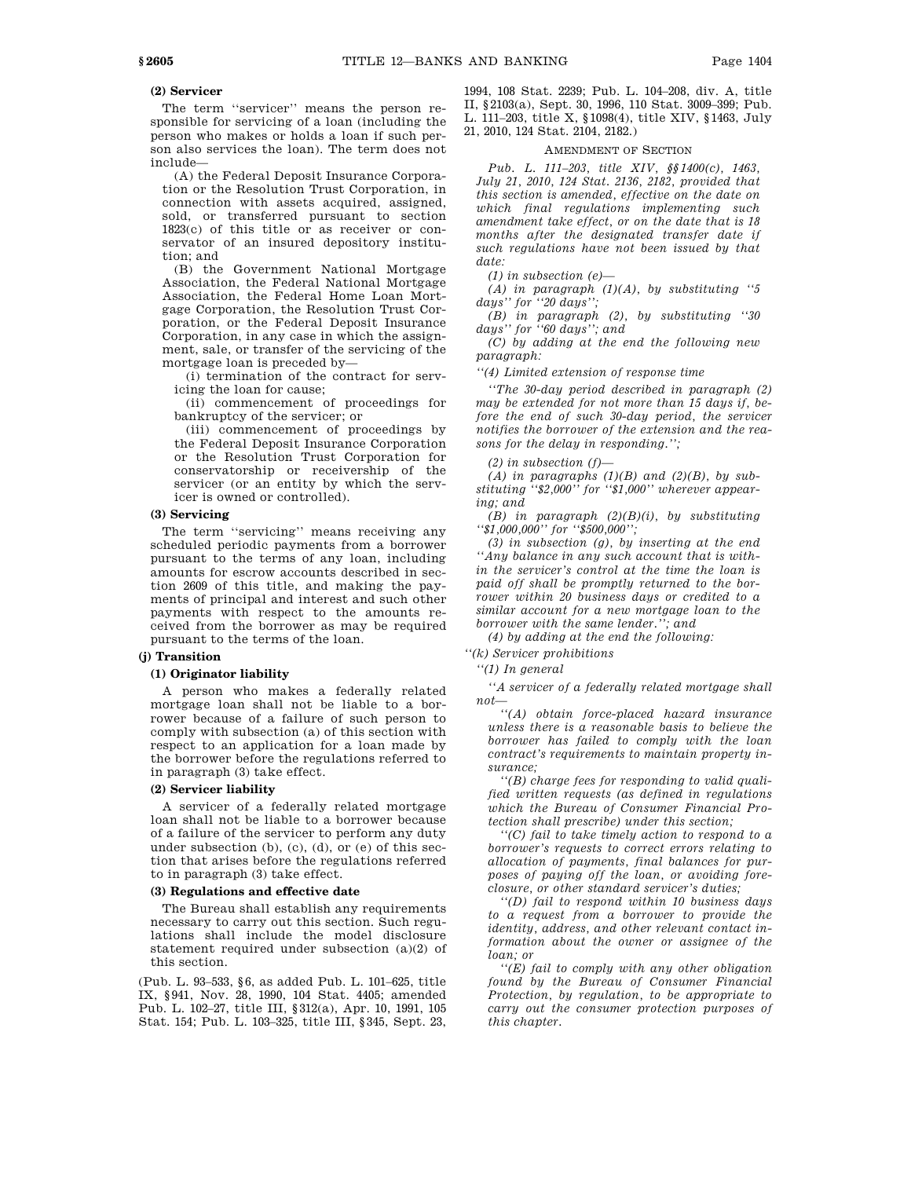**(2) Servicer**

The term ''servicer'' means the person responsible for servicing of a loan (including the person who makes or holds a loan if such person also services the loan). The term does not include—

(A) the Federal Deposit Insurance Corporation or the Resolution Trust Corporation, in connection with assets acquired, assigned, sold, or transferred pursuant to section 1823(c) of this title or as receiver or conservator of an insured depository institution; and

(B) the Government National Mortgage Association, the Federal National Mortgage Association, the Federal Home Loan Mortgage Corporation, the Resolution Trust Corporation, or the Federal Deposit Insurance Corporation, in any case in which the assignment, sale, or transfer of the servicing of the mortgage loan is preceded by—

(i) termination of the contract for servicing the loan for cause;

(ii) commencement of proceedings for bankruptcy of the servicer; or

(iii) commencement of proceedings by the Federal Deposit Insurance Corporation or the Resolution Trust Corporation for conservatorship or receivership of the servicer (or an entity by which the servicer is owned or controlled).

**(3) Servicing**

The term ''servicing'' means receiving any scheduled periodic payments from a borrower pursuant to the terms of any loan, including amounts for escrow accounts described in section 2609 of this title, and making the payments of principal and interest and such other payments with respect to the amounts received from the borrower as may be required pursuant to the terms of the loan.

**(j) Transition**

**(1) Originator liability**

A person who makes a federally related mortgage loan shall not be liable to a borrower because of a failure of such person to comply with subsection (a) of this section with respect to an application for a loan made by the borrower before the regulations referred to in paragraph (3) take effect.

**(2) Servicer liability**

A servicer of a federally related mortgage loan shall not be liable to a borrower because of a failure of the servicer to perform any duty under subsection (b), (c), (d), or (e) of this section that arises before the regulations referred to in paragraph (3) take effect.

**(3) Regulations and effective date**

The Bureau shall establish any requirements necessary to carry out this section. Such regulations shall include the model disclosure statement required under subsection (a)(2) of this section.

(Pub. L. 93–533, §6, as added Pub. L. 101–625, title IX, §941, Nov. 28, 1990, 104 Stat. 4405; amended Pub. L. 102–27, title III, §312(a), Apr. 10, 1991, 105 Stat. 154; Pub. L. 103–325, title III, §345, Sept. 23, 1994, 108 Stat. 2239; Pub. L. 104–208, div. A, title II, §2103(a), Sept. 30, 1996, 110 Stat. 3009–399; Pub. L. 111–203, title X, §1098(4), title XIV, §1463, July 21, 2010, 124 Stat. 2104, 2182.)

AMENDMENT OF SECTION

*Pub. L. 111–203, title XIV, §§1400(c), 1463, July 21, 2010, 124 Stat. 2136, 2182, provided that this section is amended, effective on the date on which final regulations implementing such amendment take effect, or on the date that is 18 months after the designated transfer date if such regulations have not been issued by that date:*

*(1) in subsection (e)—*

*(A) in paragraph (1)(A), by substituting ''5 days'' for ''20 days'';*

*(B) in paragraph (2), by substituting ''30 days'' for ''60 days''; and*

*(C) by adding at the end the following new paragraph:*

*''(4) Limited extension of response time*

*''The 30-day period described in paragraph (2) may be extended for not more than 15 days if, before the end of such 30-day period, the servicer notifies the borrower of the extension and the reasons for the delay in responding.'';*

*(2) in subsection (f)—*

*(A) in paragraphs (1)(B) and (2)(B), by substituting ''$2,000'' for ''$1,000'' wherever appearing; and*

*(B) in paragraph (2)(B)(i), by substituting ''$1,000,000'' for ''$500,000'';*

*(3) in subsection (g), by inserting at the end ''Any balance in any such account that is within the servicer's control at the time the loan is paid off shall be promptly returned to the borrower within 20 business days or credited to a similar account for a new mortgage loan to the borrower with the same lender.''; and*

*(4) by adding at the end the following:*

*''(k) Servicer prohibitions*

*''(1) In general*

*''A servicer of a federally related mortgage shall not—*

*''(A) obtain force-placed hazard insurance unless there is a reasonable basis to believe the borrower has failed to comply with the loan contract's requirements to maintain property insurance;*

*''(B) charge fees for responding to valid qualified written requests (as defined in regulations which the Bureau of Consumer Financial Protection shall prescribe) under this section;*

*''(C) fail to take timely action to respond to a borrower's requests to correct errors relating to allocation of payments, final balances for purposes of paying off the loan, or avoiding foreclosure, or other standard servicer's duties;*

*''(D) fail to respond within 10 business days to a request from a borrower to provide the identity, address, and other relevant contact information about the owner or assignee of the loan; or*

*''(E) fail to comply with any other obligation found by the Bureau of Consumer Financial Protection, by regulation, to be appropriate to carry out the consumer protection purposes of this chapter.*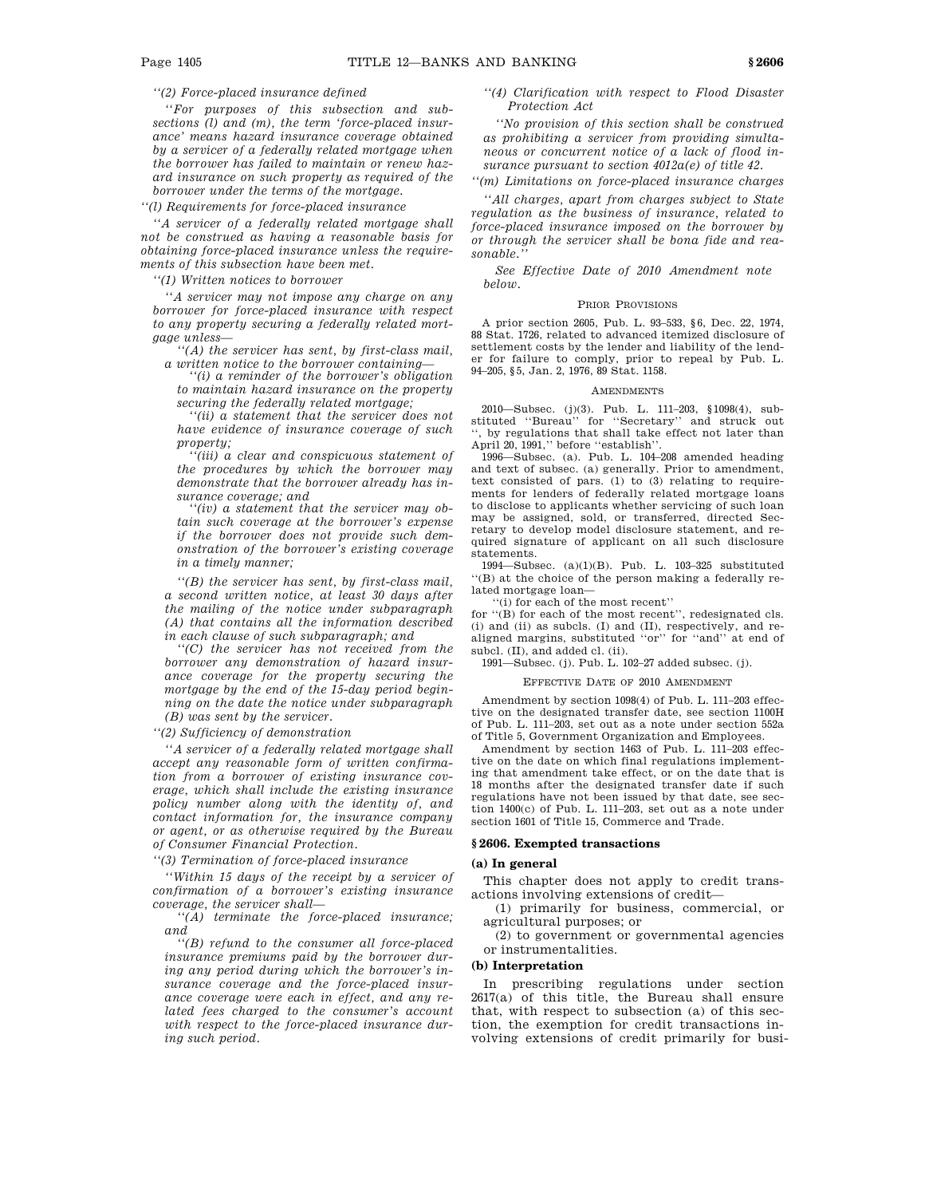*''(2) Force-placed insurance defined*

*''For purposes of this subsection and subsections (l) and (m), the term 'force-placed insurance' means hazard insurance coverage obtained by a servicer of a federally related mortgage when the borrower has failed to maintain or renew hazard insurance on such property as required of the borrower under the terms of the mortgage.*

*''(l) Requirements for force-placed insurance*

*''A servicer of a federally related mortgage shall not be construed as having a reasonable basis for obtaining force-placed insurance unless the requirements of this subsection have been met.*

*''(1) Written notices to borrower*

*''A servicer may not impose any charge on any borrower for force-placed insurance with respect to any property securing a federally related mortgage unless—*

*''(A) the servicer has sent, by first-class mail, a written notice to the borrower containing—*

*''(i) a reminder of the borrower's obligation to maintain hazard insurance on the property securing the federally related mortgage;*

*''(ii) a statement that the servicer does not have evidence of insurance coverage of such property;*

*''(iii) a clear and conspicuous statement of the procedures by which the borrower may demonstrate that the borrower already has insurance coverage; and*

*''(iv) a statement that the servicer may obtain such coverage at the borrower's expense if the borrower does not provide such demonstration of the borrower's existing coverage in a timely manner;*

*''(B) the servicer has sent, by first-class mail, a second written notice, at least 30 days after the mailing of the notice under subparagraph (A) that contains all the information described in each clause of such subparagraph; and*

*''(C) the servicer has not received from the borrower any demonstration of hazard insurance coverage for the property securing the mortgage by the end of the 15-day period beginning on the date the notice under subparagraph (B) was sent by the servicer.*

*''(2) Sufficiency of demonstration*

*''A servicer of a federally related mortgage shall accept any reasonable form of written confirmation from a borrower of existing insurance coverage, which shall include the existing insurance policy number along with the identity of, and contact information for, the insurance company or agent, or as otherwise required by the Bureau of Consumer Financial Protection.*

*''(3) Termination of force-placed insurance*

*''Within 15 days of the receipt by a servicer of confirmation of a borrower's existing insurance coverage, the servicer shall—*

*''(A) terminate the force-placed insurance; and*

*''(B) refund to the consumer all force-placed insurance premiums paid by the borrower during any period during which the borrower's insurance coverage and the force-placed insurance coverage were each in effect, and any related fees charged to the consumer's account with respect to the force-placed insurance during such period.*

*''(4) Clarification with respect to Flood Disaster Protection Act*

*''No provision of this section shall be construed as prohibiting a servicer from providing simultaneous or concurrent notice of a lack of flood insurance pursuant to section 4012a(e) of title 42.*

*''(m) Limitations on force-placed insurance charges*

*''All charges, apart from charges subject to State regulation as the business of insurance, related to force-placed insurance imposed on the borrower by or through the servicer shall be bona fide and reasonable.''*

*See Effective Date of 2010 Amendment note below.*

PRIOR PROVISIONS

A prior section 2605, Pub. L. 93–533, §6, Dec. 22, 1974, 88 Stat. 1726, related to advanced itemized disclosure of settlement costs by the lender and liability of the lender for failure to comply, prior to repeal by Pub. L. 94–205, §5, Jan. 2, 1976, 89 Stat. 1158.

AMENDMENTS

2010—Subsec. (j)(3). Pub. L. 111–203, §1098(4), substituted ''Bureau'' for ''Secretary'' and struck out '', by regulations that shall take effect not later than April 20, 1991,'' before ''establish''.

1996—Subsec. (a). Pub. L. 104–208 amended heading and text of subsec. (a) generally. Prior to amendment, text consisted of pars. (1) to (3) relating to requirements for lenders of federally related mortgage loans to disclose to applicants whether servicing of such loan may be assigned, sold, or transferred, directed Secretary to develop model disclosure statement, and required signature of applicant on all such disclosure statements.

1994—Subsec. (a)(1)(B). Pub. L. 103–325 substituted ''(B) at the choice of the person making a federally related mortgage loan—

''(i) for each of the most recent''

for ''(B) for each of the most recent'', redesignated cls. (i) and (ii) as subcls. (I) and (II), respectively, and realigned margins, substituted ''or'' for ''and'' at end of subcl. (II), and added cl. (ii).

1991—Subsec. (j). Pub. L. 102–27 added subsec. (j).

EFFECTIVE DATE OF 2010 AMENDMENT

Amendment by section 1098(4) of Pub. L. 111–203 effective on the designated transfer date, see section 1100H of Pub. L. 111–203, set out as a note under section 552a of Title 5, Government Organization and Employees.

Amendment by section 1463 of Pub. L. 111–203 effective on the date on which final regulations implementing that amendment take effect, or on the date that is 18 months after the designated transfer date if such regulations have not been issued by that date, see section 1400(c) of Pub. L. 111–203, set out as a note under section 1601 of Title 15, Commerce and Trade.

## §2606. Exempted transactions

### (a) In general

This chapter does not apply to credit transactions involving extensions of credit—

(1) primarily for business, commercial, or agricultural purposes; or

(2) to government or governmental agencies or instrumentalities.

### (b) Interpretation

In prescribing regulations under section 2617(a) of this title, the Bureau shall ensure that, with respect to subsection (a) of this section, the exemption for credit transactions involving extensions of credit primarily for busi-